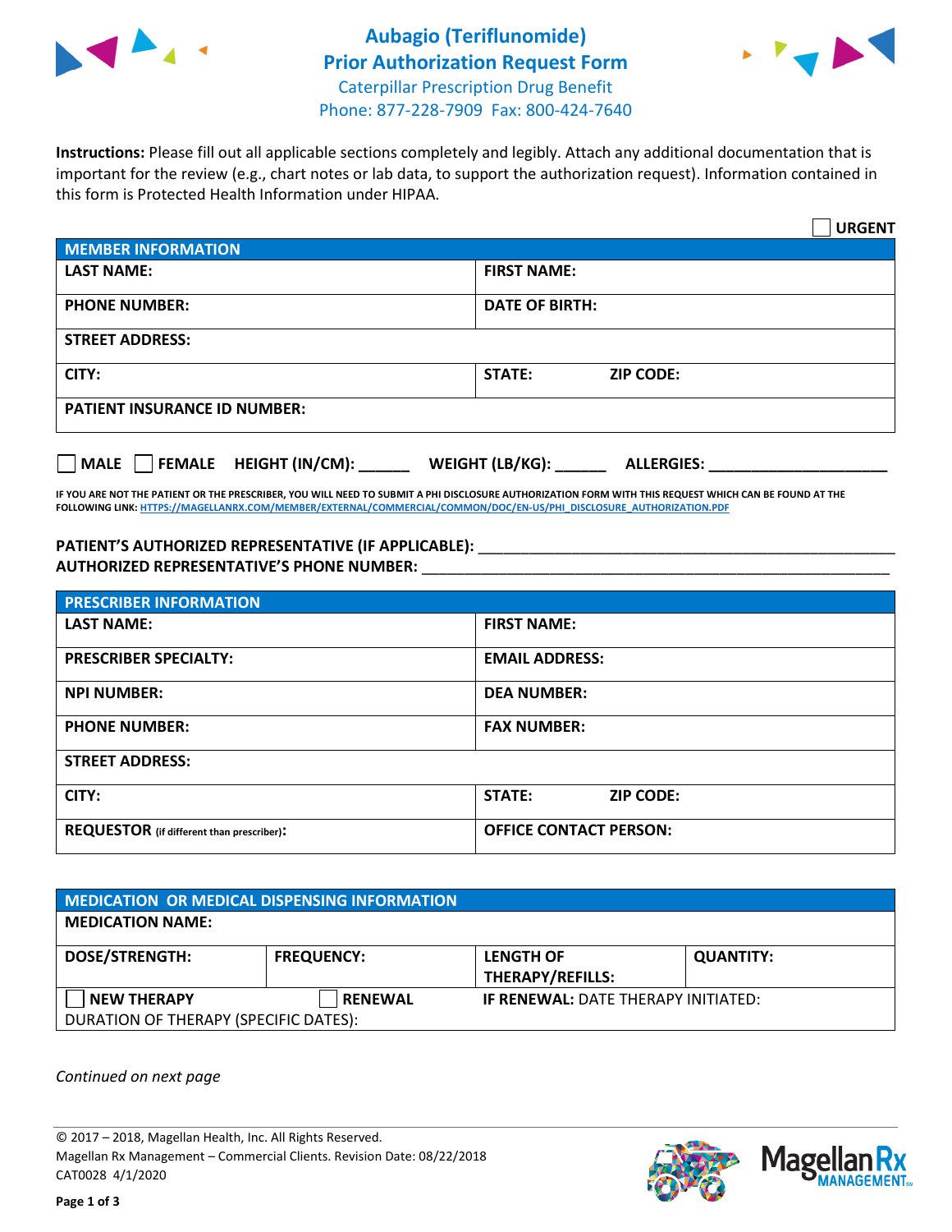# Aubagio (Teriflunomide) Prior Authorization Request Form

Caterpillar Prescription Drug Benefit
Phone: 877-228-7909 Fax: 800-424-7640

**Instructions:** Please fill out all applicable sections completely and legibly. Attach any additional documentation that is important for the review (e.g., chart notes or lab data, to support the authorization request). Information contained in this form is Protected Health Information under HIPAA.

☐ **URGENT**

| **MEMBER INFORMATION** | |
|---|---|
| **LAST NAME:** | **FIRST NAME:** |
| **PHONE NUMBER:** | **DATE OF BIRTH:** |
| **STREET ADDRESS:** | |
| **CITY:** | **STATE:** **ZIP CODE:** |
| **PATIENT INSURANCE ID NUMBER:** | |

☐ **MALE** ☐ **FEMALE** **HEIGHT (IN/CM):** ______ **WEIGHT (LB/KG):** ______ **ALLERGIES:** ____________________

**IF YOU ARE NOT THE PATIENT OR THE PRESCRIBER, YOU WILL NEED TO SUBMIT A PHI DISCLOSURE AUTHORIZATION FORM WITH THIS REQUEST WHICH CAN BE FOUND AT THE FOLLOWING LINK: HTTPS://MAGELLANRX.COM/MEMBER/EXTERNAL/COMMERCIAL/COMMON/DOC/EN-US/PHI_DISCLOSURE_AUTHORIZATION.PDF**

**PATIENT'S AUTHORIZED REPRESENTATIVE (IF APPLICABLE):** ____________________________________________
**AUTHORIZED REPRESENTATIVE'S PHONE NUMBER:** ____________________________________________

| **PRESCRIBER INFORMATION** | |
|---|---|
| **LAST NAME:** | **FIRST NAME:** |
| **PRESCRIBER SPECIALTY:** | **EMAIL ADDRESS:** |
| **NPI NUMBER:** | **DEA NUMBER:** |
| **PHONE NUMBER:** | **FAX NUMBER:** |
| **STREET ADDRESS:** | |
| **CITY:** | **STATE:** **ZIP CODE:** |
| **REQUESTOR** (if different than prescriber)**:** | **OFFICE CONTACT PERSON:** |

| **MEDICATION OR MEDICAL DISPENSING INFORMATION** | | | |
|---|---|---|---|
| **MEDICATION NAME:** | | | |
| **DOSE/STRENGTH:** | **FREQUENCY:** | **LENGTH OF THERAPY/REFILLS:** | **QUANTITY:** |
| ☐ **NEW THERAPY** | ☐ **RENEWAL** | **IF RENEWAL:** DATE THERAPY INITIATED: | |
| DURATION OF THERAPY (SPECIFIC DATES): | | | |

*Continued on next page*

© 2017 – 2018, Magellan Health, Inc. All Rights Reserved.
Magellan Rx Management – Commercial Clients. Revision Date: 08/22/2018
CAT0028 4/1/2020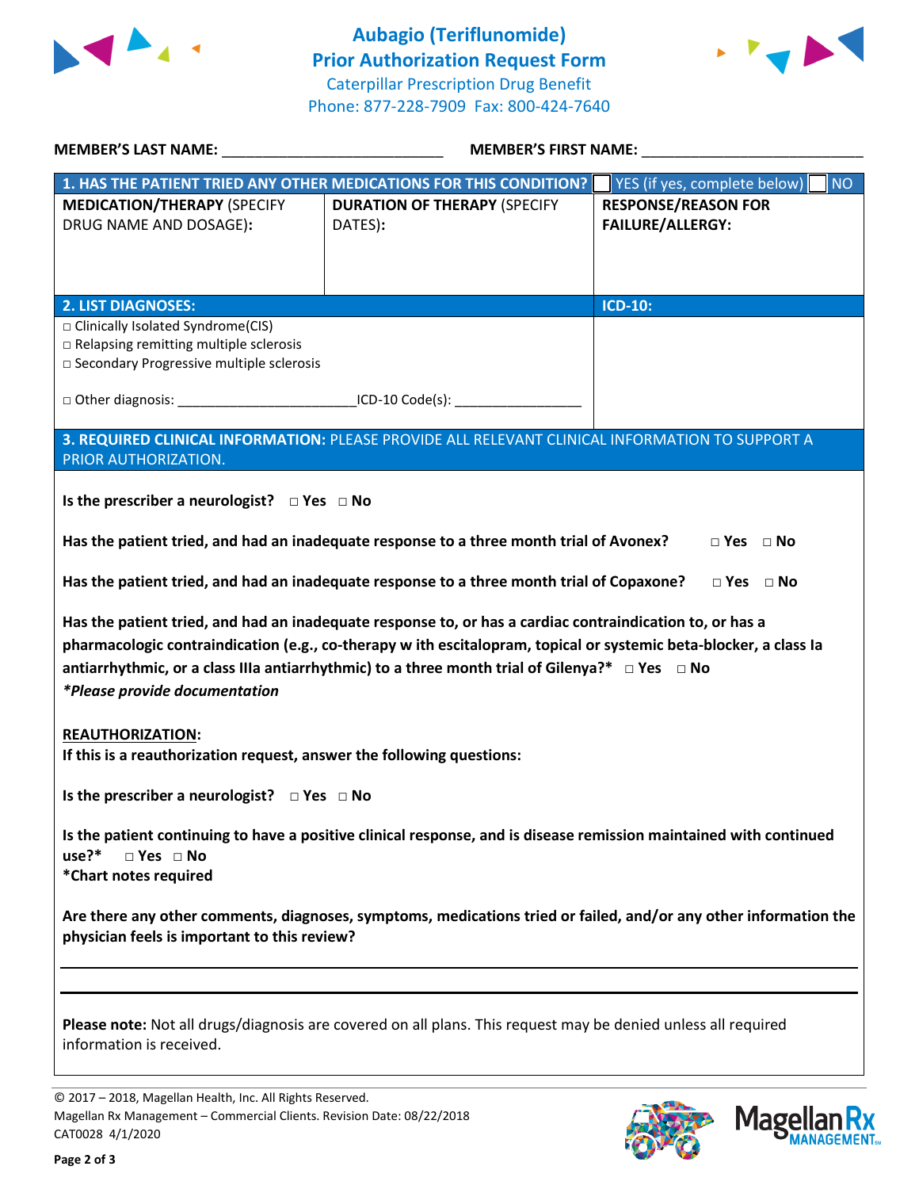# Aubagio (Teriflunomide) Prior Authorization Request Form

Caterpillar Prescription Drug Benefit
Phone: 877-228-7909 Fax: 800-424-7640

**MEMBER'S LAST NAME:** ___________________________ **MEMBER'S FIRST NAME:** ___________________________

| **1. HAS THE PATIENT TRIED ANY OTHER MEDICATIONS FOR THIS CONDITION?** | | ☐ YES (if yes, complete below) ☐ NO |
|---|---|---|
| **MEDICATION/THERAPY** (SPECIFY DRUG NAME AND DOSAGE)**:** | **DURATION OF THERAPY** (SPECIFY DATES)**:** | **RESPONSE/REASON FOR FAILURE/ALLERGY:** |
| | | |

| **2. LIST DIAGNOSES:** | **ICD-10:** |
|---|---|
| □ Clinically Isolated Syndrome(CIS)<br>□ Relapsing remitting multiple sclerosis<br>□ Secondary Progressive multiple sclerosis<br><br>□ Other diagnosis: ______________________ICD-10 Code(s): ________________ | |

**3. REQUIRED CLINICAL INFORMATION:** PLEASE PROVIDE ALL RELEVANT CLINICAL INFORMATION TO SUPPORT A PRIOR AUTHORIZATION.

**Is the prescriber a neurologist? □ Yes □ No**

**Has the patient tried, and had an inadequate response to a three month trial of Avonex? □ Yes □ No**

**Has the patient tried, and had an inadequate response to a three month trial of Copaxone? □ Yes □ No**

**Has the patient tried, and had an inadequate response to, or has a cardiac contraindication to, or has a pharmacologic contraindication (e.g., co-therapy w ith escitalopram, topical or systemic beta-blocker, a class Ia antiarrhythmic, or a class IIIa antiarrhythmic) to a three month trial of Gilenya?\* □ Yes □ No**
***Please provide documentation***

**REAUTHORIZATION:**
**If this is a reauthorization request, answer the following questions:**

**Is the prescriber a neurologist? □ Yes □ No**

**Is the patient continuing to have a positive clinical response, and is disease remission maintained with continued use?\* □ Yes □ No**
**\*Chart notes required**

**Are there any other comments, diagnoses, symptoms, medications tried or failed, and/or any other information the physician feels is important to this review?**

_____________________________________________________________________________

_____________________________________________________________________________

**Please note:** Not all drugs/diagnosis are covered on all plans. This request may be denied unless all required information is received.

© 2017 – 2018, Magellan Health, Inc. All Rights Reserved.
Magellan Rx Management – Commercial Clients. Revision Date: 08/22/2018
CAT0028 4/1/2020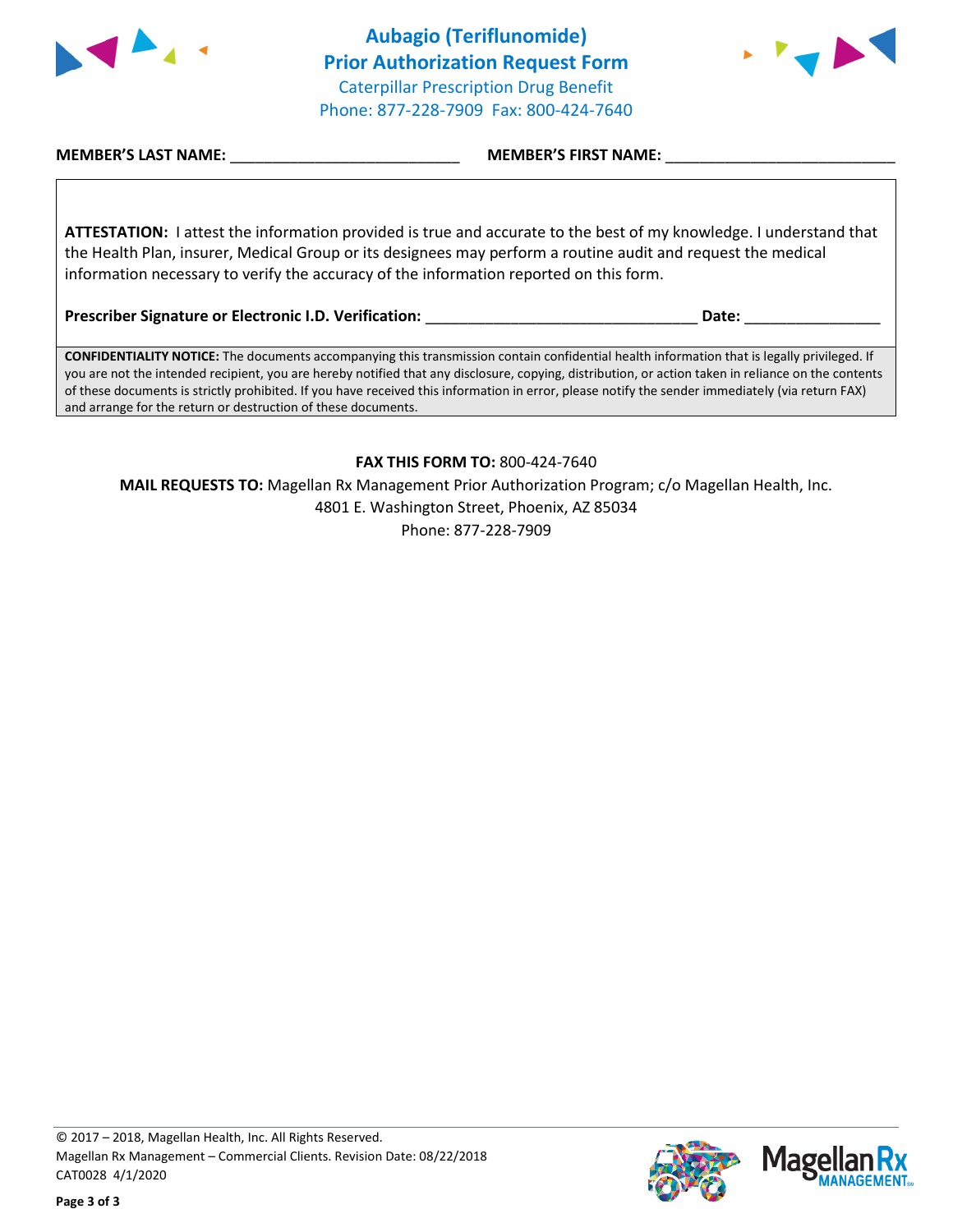# Aubagio (Teriflunomide)
# Prior Authorization Request Form

Caterpillar Prescription Drug Benefit
Phone: 877-228-7909 Fax: 800-424-7640

**MEMBER'S LAST NAME:** ___________________________ **MEMBER'S FIRST NAME:** ___________________________

**ATTESTATION:** I attest the information provided is true and accurate to the best of my knowledge. I understand that the Health Plan, insurer, Medical Group or its designees may perform a routine audit and request the medical information necessary to verify the accuracy of the information reported on this form.

**Prescriber Signature or Electronic I.D. Verification:** _______________________________ **Date:** _______________

**CONFIDENTIALITY NOTICE:** The documents accompanying this transmission contain confidential health information that is legally privileged. If you are not the intended recipient, you are hereby notified that any disclosure, copying, distribution, or action taken in reliance on the contents of these documents is strictly prohibited. If you have received this information in error, please notify the sender immediately (via return FAX) and arrange for the return or destruction of these documents.

**FAX THIS FORM TO:** 800-424-7640

**MAIL REQUESTS TO:** Magellan Rx Management Prior Authorization Program; c/o Magellan Health, Inc.
4801 E. Washington Street, Phoenix, AZ 85034
Phone: 877-228-7909

© 2017 – 2018, Magellan Health, Inc. All Rights Reserved.
Magellan Rx Management – Commercial Clients. Revision Date: 08/22/2018
CAT0028 4/1/2020